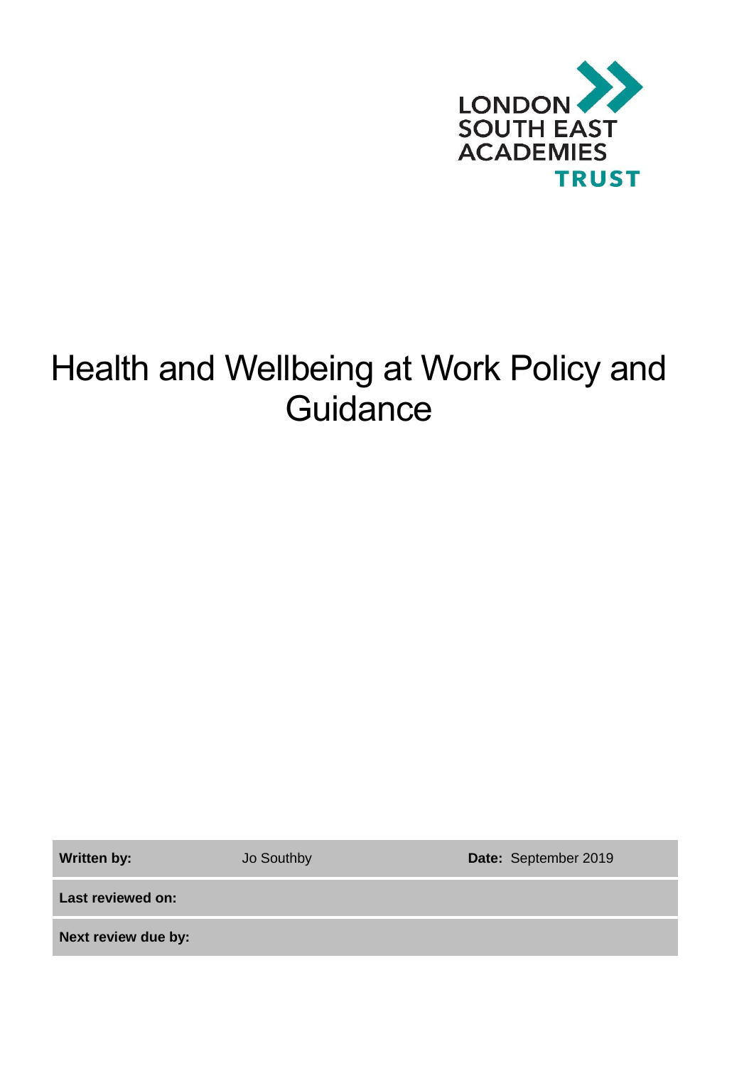LONDON SOUTH EAST ACADEMIES TRUST

# Health and Wellbeing at Work Policy and Guidance

| Written by: | Jo Southby | Date: September 2019 |
|---|---|---|
| Last reviewed on: | | |
| Next review due by: | | |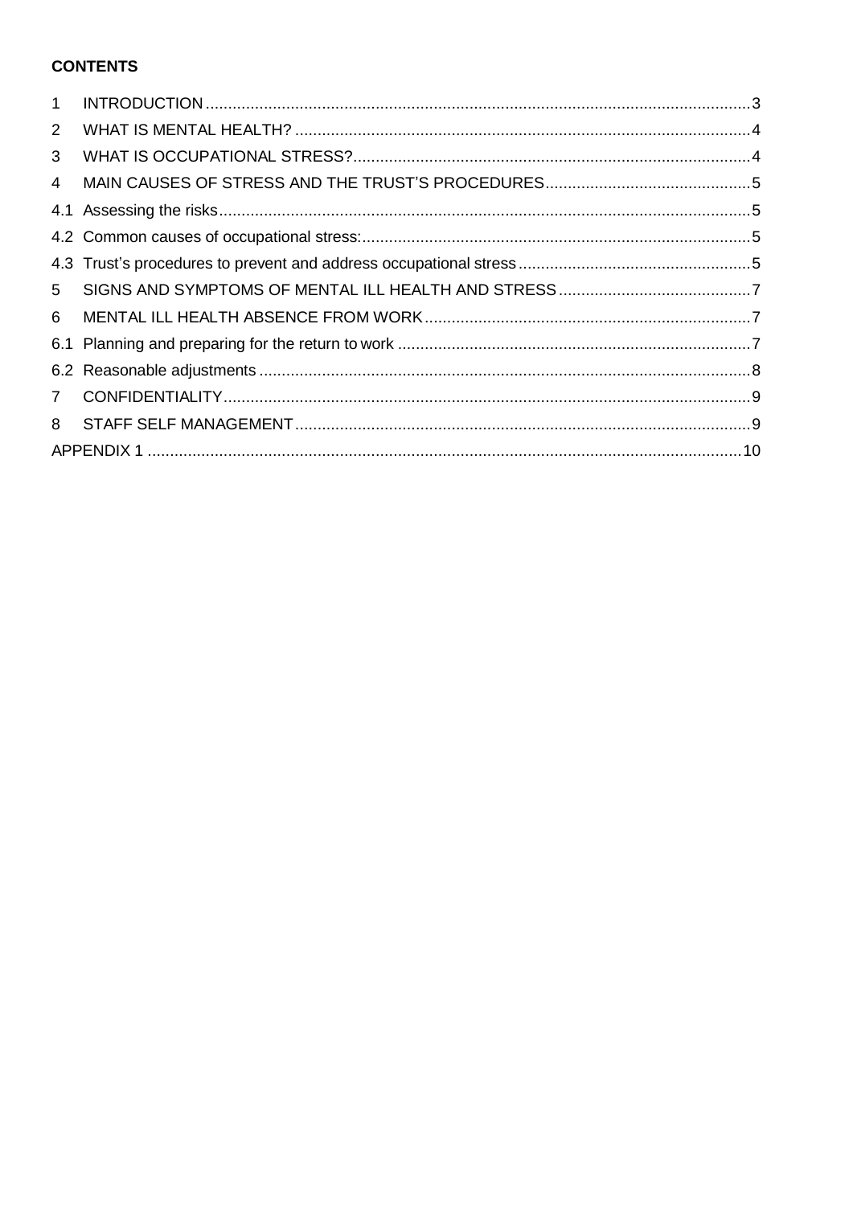**CONTENTS**

1 INTRODUCTION ..... 3
2 WHAT IS MENTAL HEALTH? ..... 4
3 WHAT IS OCCUPATIONAL STRESS? ..... 4
4 MAIN CAUSES OF STRESS AND THE TRUST'S PROCEDURES ..... 5
4.1 Assessing the risks ..... 5
4.2 Common causes of occupational stress: ..... 5
4.3 Trust's procedures to prevent and address occupational stress ..... 5
5 SIGNS AND SYMPTOMS OF MENTAL ILL HEALTH AND STRESS ..... 7
6 MENTAL ILL HEALTH ABSENCE FROM WORK ..... 7
6.1 Planning and preparing for the return to work ..... 7
6.2 Reasonable adjustments ..... 8
7 CONFIDENTIALITY ..... 9
8 STAFF SELF MANAGEMENT ..... 9
APPENDIX 1 ..... 10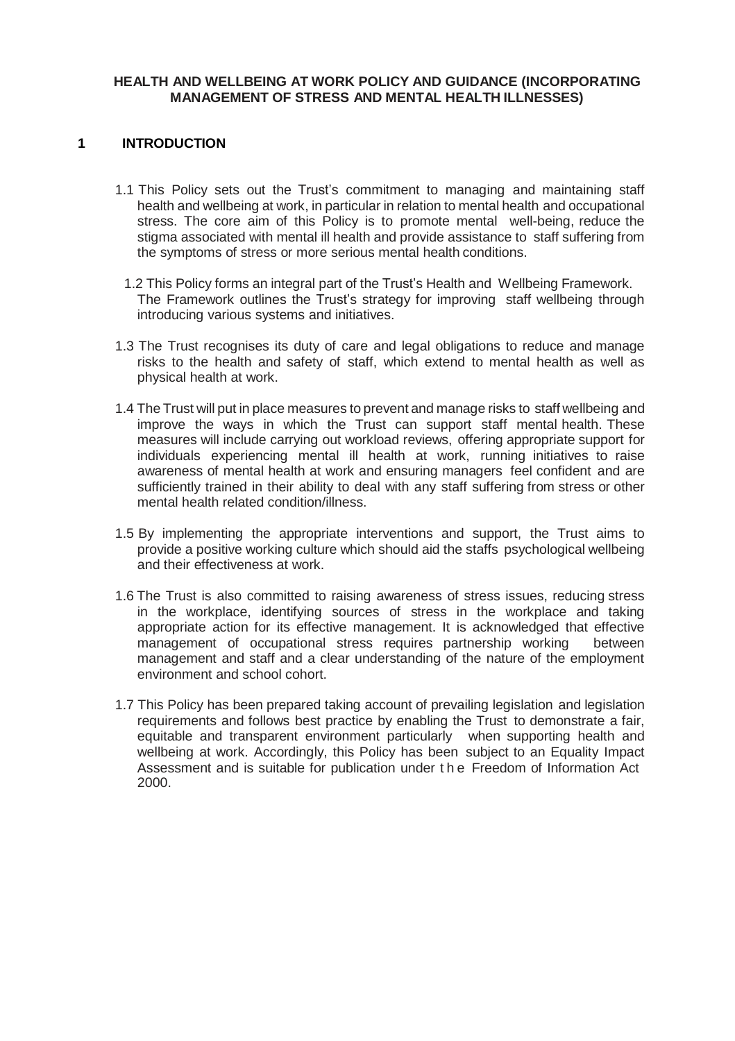**HEALTH AND WELLBEING AT WORK POLICY AND GUIDANCE (INCORPORATING MANAGEMENT OF STRESS AND MENTAL HEALTH ILLNESSES)**

## 1 INTRODUCTION

1.1 This Policy sets out the Trust's commitment to managing and maintaining staff health and wellbeing at work, in particular in relation to mental health and occupational stress. The core aim of this Policy is to promote mental well-being, reduce the stigma associated with mental ill health and provide assistance to staff suffering from the symptoms of stress or more serious mental health conditions.

1.2 This Policy forms an integral part of the Trust's Health and Wellbeing Framework. The Framework outlines the Trust's strategy for improving staff wellbeing through introducing various systems and initiatives.

1.3 The Trust recognises its duty of care and legal obligations to reduce and manage risks to the health and safety of staff, which extend to mental health as well as physical health at work.

1.4 The Trust will put in place measures to prevent and manage risks to staff wellbeing and improve the ways in which the Trust can support staff mental health. These measures will include carrying out workload reviews, offering appropriate support for individuals experiencing mental ill health at work, running initiatives to raise awareness of mental health at work and ensuring managers feel confident and are sufficiently trained in their ability to deal with any staff suffering from stress or other mental health related condition/illness.

1.5 By implementing the appropriate interventions and support, the Trust aims to provide a positive working culture which should aid the staffs psychological wellbeing and their effectiveness at work.

1.6 The Trust is also committed to raising awareness of stress issues, reducing stress in the workplace, identifying sources of stress in the workplace and taking appropriate action for its effective management. It is acknowledged that effective management of occupational stress requires partnership working between management and staff and a clear understanding of the nature of the employment environment and school cohort.

1.7 This Policy has been prepared taking account of prevailing legislation and legislation requirements and follows best practice by enabling the Trust to demonstrate a fair, equitable and transparent environment particularly when supporting health and wellbeing at work. Accordingly, this Policy has been subject to an Equality Impact Assessment and is suitable for publication under the Freedom of Information Act 2000.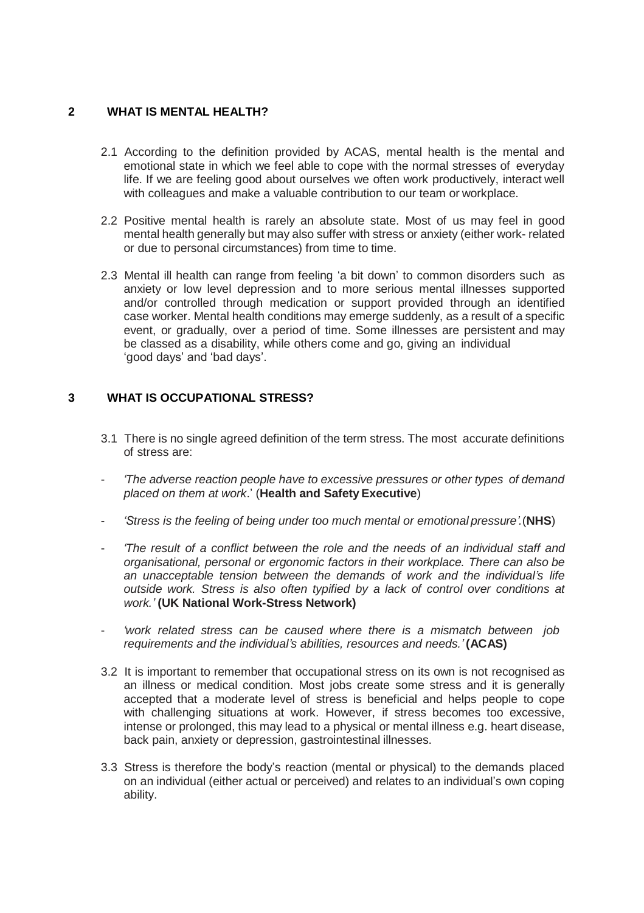## 2 WHAT IS MENTAL HEALTH?

2.1 According to the definition provided by ACAS, mental health is the mental and emotional state in which we feel able to cope with the normal stresses of everyday life. If we are feeling good about ourselves we often work productively, interact well with colleagues and make a valuable contribution to our team or workplace.

2.2 Positive mental health is rarely an absolute state. Most of us may feel in good mental health generally but may also suffer with stress or anxiety (either work- related or due to personal circumstances) from time to time.

2.3 Mental ill health can range from feeling 'a bit down' to common disorders such as anxiety or low level depression and to more serious mental illnesses supported and/or controlled through medication or support provided through an identified case worker. Mental health conditions may emerge suddenly, as a result of a specific event, or gradually, over a period of time. Some illnesses are persistent and may be classed as a disability, while others come and go, giving an individual 'good days' and 'bad days'.

## 3 WHAT IS OCCUPATIONAL STRESS?

3.1 There is no single agreed definition of the term stress. The most accurate definitions of stress are:

- *'The adverse reaction people have to excessive pressures or other types of demand placed on them at work*.' (**Health and Safety Executive**)
- *'Stress is the feeling of being under too much mental or emotional pressure'.* (**NHS**)
- *'The result of a conflict between the role and the needs of an individual staff and organisational, personal or ergonomic factors in their workplace. There can also be an unacceptable tension between the demands of work and the individual's life outside work. Stress is also often typified by a lack of control over conditions at work.'* **(UK National Work-Stress Network)**
- *'work related stress can be caused where there is a mismatch between job requirements and the individual's abilities, resources and needs.'* **(ACAS)**

3.2 It is important to remember that occupational stress on its own is not recognised as an illness or medical condition. Most jobs create some stress and it is generally accepted that a moderate level of stress is beneficial and helps people to cope with challenging situations at work. However, if stress becomes too excessive, intense or prolonged, this may lead to a physical or mental illness e.g. heart disease, back pain, anxiety or depression, gastrointestinal illnesses.

3.3 Stress is therefore the body's reaction (mental or physical) to the demands placed on an individual (either actual or perceived) and relates to an individual's own coping ability.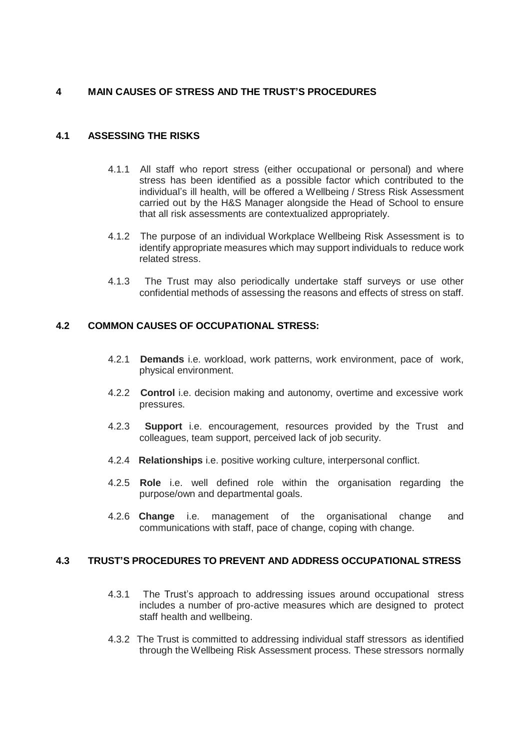# 4 MAIN CAUSES OF STRESS AND THE TRUST'S PROCEDURES

## 4.1 ASSESSING THE RISKS

4.1.1 All staff who report stress (either occupational or personal) and where stress has been identified as a possible factor which contributed to the individual's ill health, will be offered a Wellbeing / Stress Risk Assessment carried out by the H&S Manager alongside the Head of School to ensure that all risk assessments are contextualized appropriately.

4.1.2 The purpose of an individual Workplace Wellbeing Risk Assessment is to identify appropriate measures which may support individuals to reduce work related stress.

4.1.3 The Trust may also periodically undertake staff surveys or use other confidential methods of assessing the reasons and effects of stress on staff.

## 4.2 COMMON CAUSES OF OCCUPATIONAL STRESS:

4.2.1 **Demands** i.e. workload, work patterns, work environment, pace of work, physical environment.

4.2.2 **Control** i.e. decision making and autonomy, overtime and excessive work pressures.

4.2.3 **Support** i.e. encouragement, resources provided by the Trust and colleagues, team support, perceived lack of job security.

4.2.4 **Relationships** i.e. positive working culture, interpersonal conflict.

4.2.5 **Role** i.e. well defined role within the organisation regarding the purpose/own and departmental goals.

4.2.6 **Change** i.e. management of the organisational change and communications with staff, pace of change, coping with change.

## 4.3 TRUST'S PROCEDURES TO PREVENT AND ADDRESS OCCUPATIONAL STRESS

4.3.1 The Trust's approach to addressing issues around occupational stress includes a number of pro-active measures which are designed to protect staff health and wellbeing.

4.3.2 The Trust is committed to addressing individual staff stressors as identified through the Wellbeing Risk Assessment process. These stressors normally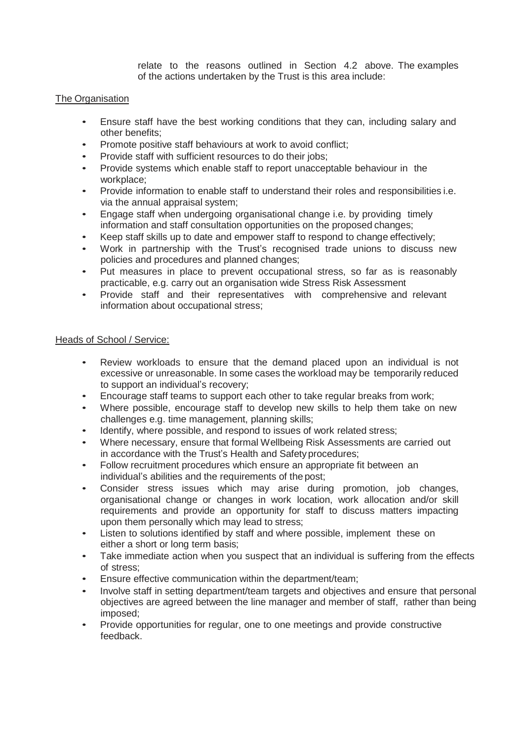relate to the reasons outlined in Section 4.2 above. The examples of the actions undertaken by the Trust is this area include:

The Organisation

- Ensure staff have the best working conditions that they can, including salary and other benefits;
- Promote positive staff behaviours at work to avoid conflict;
- Provide staff with sufficient resources to do their jobs;
- Provide systems which enable staff to report unacceptable behaviour in the workplace;
- Provide information to enable staff to understand their roles and responsibilities i.e. via the annual appraisal system;
- Engage staff when undergoing organisational change i.e. by providing timely information and staff consultation opportunities on the proposed changes;
- Keep staff skills up to date and empower staff to respond to change effectively;
- Work in partnership with the Trust's recognised trade unions to discuss new policies and procedures and planned changes;
- Put measures in place to prevent occupational stress, so far as is reasonably practicable, e.g. carry out an organisation wide Stress Risk Assessment
- Provide staff and their representatives with comprehensive and relevant information about occupational stress;

Heads of School / Service:

- Review workloads to ensure that the demand placed upon an individual is not excessive or unreasonable. In some cases the workload may be temporarily reduced to support an individual's recovery;
- Encourage staff teams to support each other to take regular breaks from work;
- Where possible, encourage staff to develop new skills to help them take on new challenges e.g. time management, planning skills;
- Identify, where possible, and respond to issues of work related stress;
- Where necessary, ensure that formal Wellbeing Risk Assessments are carried out in accordance with the Trust's Health and Safety procedures;
- Follow recruitment procedures which ensure an appropriate fit between an individual's abilities and the requirements of the post;
- Consider stress issues which may arise during promotion, job changes, organisational change or changes in work location, work allocation and/or skill requirements and provide an opportunity for staff to discuss matters impacting upon them personally which may lead to stress;
- Listen to solutions identified by staff and where possible, implement these on either a short or long term basis;
- Take immediate action when you suspect that an individual is suffering from the effects of stress;
- Ensure effective communication within the department/team;
- Involve staff in setting department/team targets and objectives and ensure that personal objectives are agreed between the line manager and member of staff, rather than being imposed;
- Provide opportunities for regular, one to one meetings and provide constructive feedback.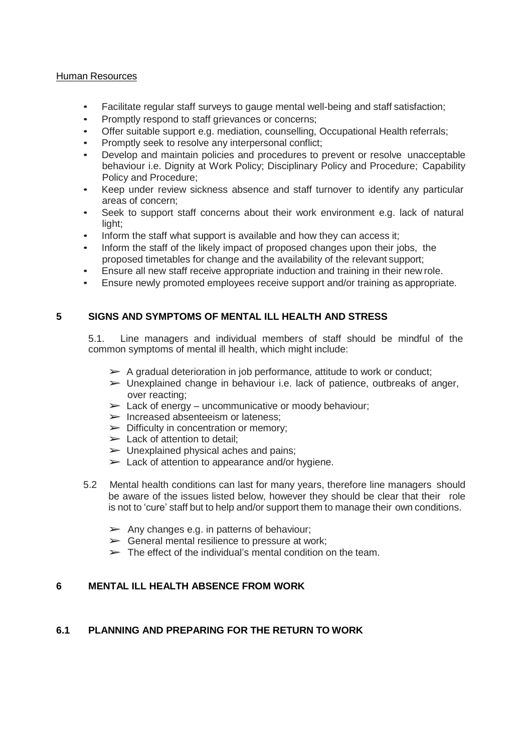<u>Human Resources</u>

- Facilitate regular staff surveys to gauge mental well-being and staff satisfaction;
- Promptly respond to staff grievances or concerns;
- Offer suitable support e.g. mediation, counselling, Occupational Health referrals;
- Promptly seek to resolve any interpersonal conflict;
- Develop and maintain policies and procedures to prevent or resolve unacceptable behaviour i.e. Dignity at Work Policy; Disciplinary Policy and Procedure; Capability Policy and Procedure;
- Keep under review sickness absence and staff turnover to identify any particular areas of concern;
- Seek to support staff concerns about their work environment e.g. lack of natural light;
- Inform the staff what support is available and how they can access it;
- Inform the staff of the likely impact of proposed changes upon their jobs, the proposed timetables for change and the availability of the relevant support;
- Ensure all new staff receive appropriate induction and training in their new role.
- Ensure newly promoted employees receive support and/or training as appropriate.

## 5 SIGNS AND SYMPTOMS OF MENTAL ILL HEALTH AND STRESS

5.1. Line managers and individual members of staff should be mindful of the common symptoms of mental ill health, which might include:

- ➢ A gradual deterioration in job performance, attitude to work or conduct;
- ➢ Unexplained change in behaviour i.e. lack of patience, outbreaks of anger, over reacting;
- ➢ Lack of energy – uncommunicative or moody behaviour;
- ➢ Increased absenteeism or lateness;
- ➢ Difficulty in concentration or memory;
- ➢ Lack of attention to detail;
- ➢ Unexplained physical aches and pains;
- ➢ Lack of attention to appearance and/or hygiene.

5.2 Mental health conditions can last for many years, therefore line managers should be aware of the issues listed below, however they should be clear that their role is not to 'cure' staff but to help and/or support them to manage their own conditions.

- ➢ Any changes e.g. in patterns of behaviour;
- ➢ General mental resilience to pressure at work;
- ➢ The effect of the individual's mental condition on the team.

## 6 MENTAL ILL HEALTH ABSENCE FROM WORK

### 6.1 PLANNING AND PREPARING FOR THE RETURN TO WORK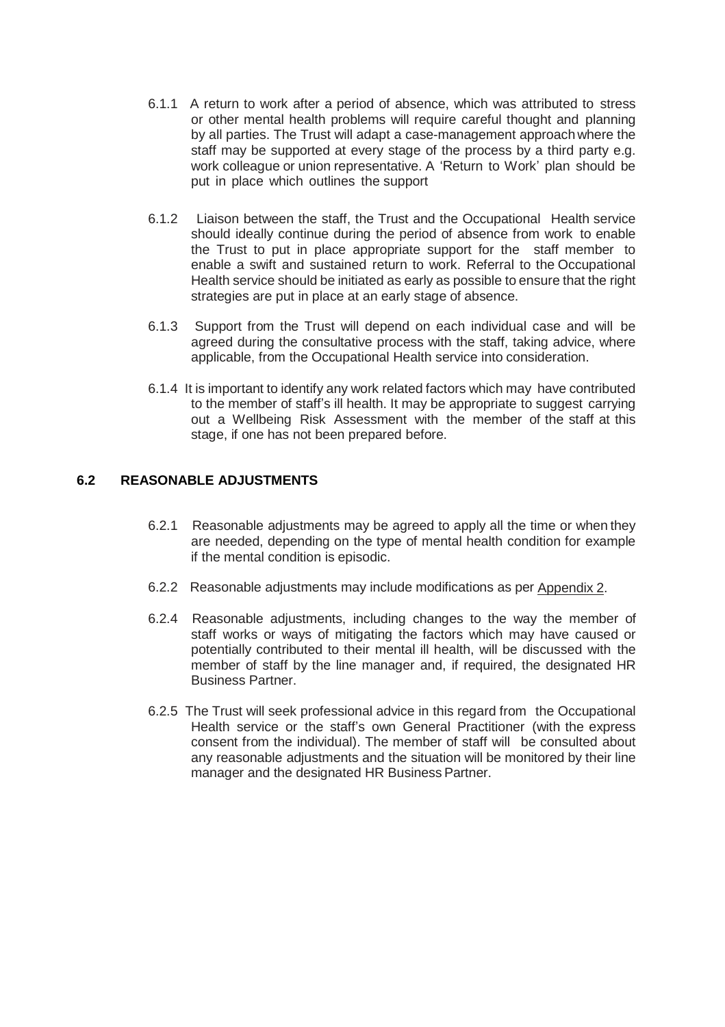6.1.1 A return to work after a period of absence, which was attributed to stress or other mental health problems will require careful thought and planning by all parties. The Trust will adapt a case-management approach where the staff may be supported at every stage of the process by a third party e.g. work colleague or union representative. A 'Return to Work' plan should be put in place which outlines the support

6.1.2 Liaison between the staff, the Trust and the Occupational Health service should ideally continue during the period of absence from work to enable the Trust to put in place appropriate support for the staff member to enable a swift and sustained return to work. Referral to the Occupational Health service should be initiated as early as possible to ensure that the right strategies are put in place at an early stage of absence.

6.1.3 Support from the Trust will depend on each individual case and will be agreed during the consultative process with the staff, taking advice, where applicable, from the Occupational Health service into consideration.

6.1.4 It is important to identify any work related factors which may have contributed to the member of staff's ill health. It may be appropriate to suggest carrying out a Wellbeing Risk Assessment with the member of the staff at this stage, if one has not been prepared before.

## 6.2 REASONABLE ADJUSTMENTS

6.2.1 Reasonable adjustments may be agreed to apply all the time or when they are needed, depending on the type of mental health condition for example if the mental condition is episodic.

6.2.2 Reasonable adjustments may include modifications as per Appendix 2.

6.2.4 Reasonable adjustments, including changes to the way the member of staff works or ways of mitigating the factors which may have caused or potentially contributed to their mental ill health, will be discussed with the member of staff by the line manager and, if required, the designated HR Business Partner.

6.2.5 The Trust will seek professional advice in this regard from the Occupational Health service or the staff's own General Practitioner (with the express consent from the individual). The member of staff will be consulted about any reasonable adjustments and the situation will be monitored by their line manager and the designated HR Business Partner.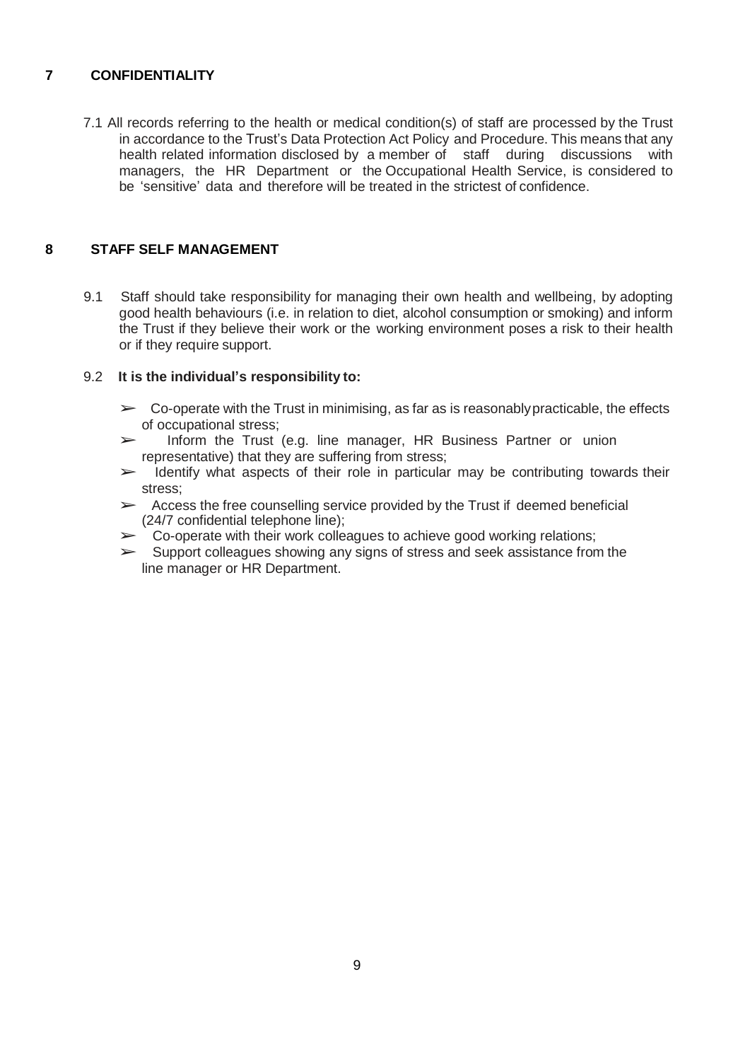## 7 CONFIDENTIALITY

7.1 All records referring to the health or medical condition(s) of staff are processed by the Trust in accordance to the Trust's Data Protection Act Policy and Procedure. This means that any health related information disclosed by a member of staff during discussions with managers, the HR Department or the Occupational Health Service, is considered to be 'sensitive' data and therefore will be treated in the strictest of confidence.

## 8 STAFF SELF MANAGEMENT

9.1 Staff should take responsibility for managing their own health and wellbeing, by adopting good health behaviours (i.e. in relation to diet, alcohol consumption or smoking) and inform the Trust if they believe their work or the working environment poses a risk to their health or if they require support.

9.2 **It is the individual's responsibility to:**

- ➢ Co-operate with the Trust in minimising, as far as is reasonably practicable, the effects of occupational stress;
- ➢ Inform the Trust (e.g. line manager, HR Business Partner or union representative) that they are suffering from stress;
- ➢ Identify what aspects of their role in particular may be contributing towards their stress;
- ➢ Access the free counselling service provided by the Trust if deemed beneficial (24/7 confidential telephone line);
- ➢ Co-operate with their work colleagues to achieve good working relations;
- ➢ Support colleagues showing any signs of stress and seek assistance from the line manager or HR Department.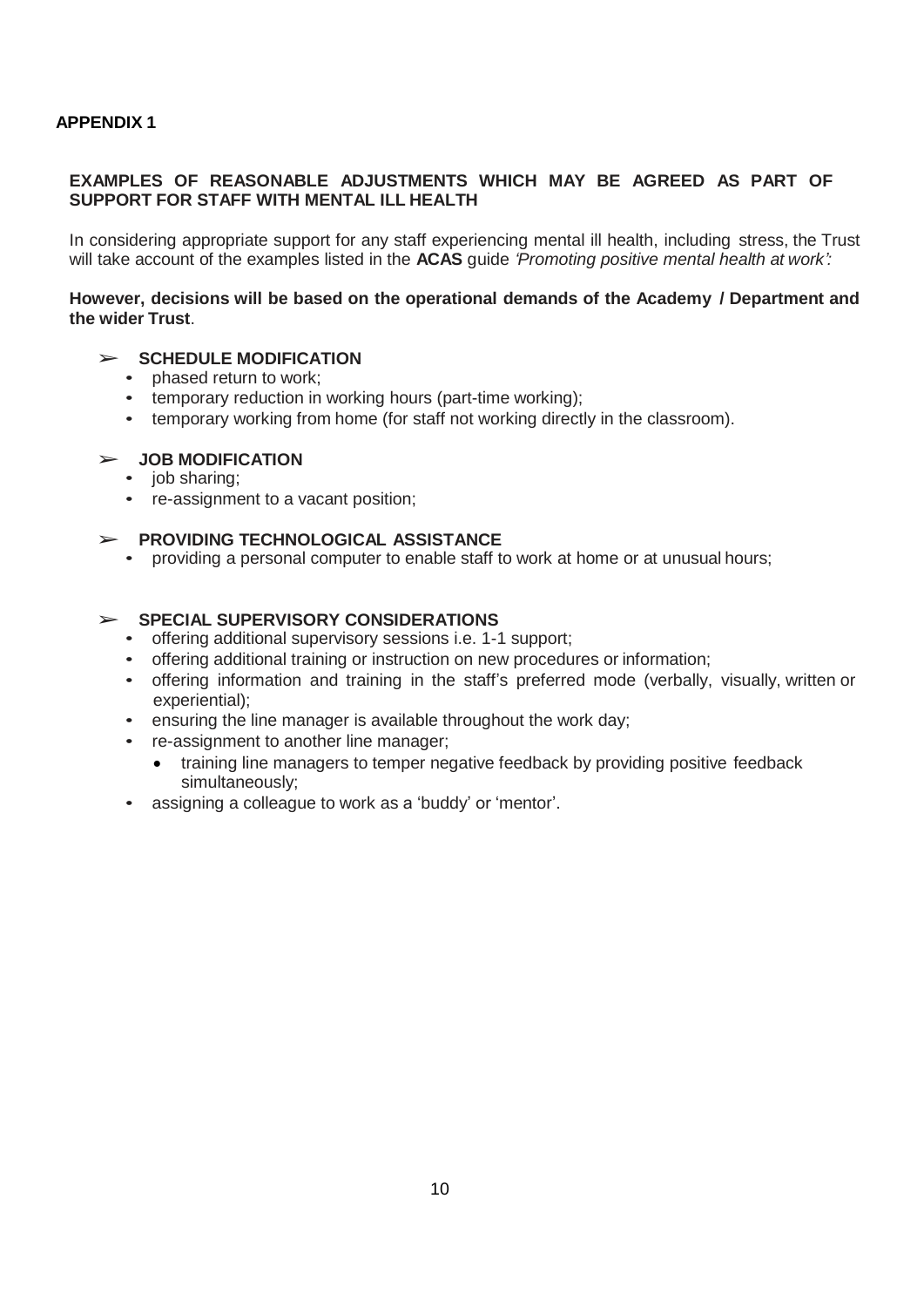**APPENDIX 1**

**EXAMPLES OF REASONABLE ADJUSTMENTS WHICH MAY BE AGREED AS PART OF SUPPORT FOR STAFF WITH MENTAL ILL HEALTH**

In considering appropriate support for any staff experiencing mental ill health, including stress, the Trust will take account of the examples listed in the **ACAS** guide *'Promoting positive mental health at work':*

**However, decisions will be based on the operational demands of the Academy / Department and the wider Trust**.

- **SCHEDULE MODIFICATION**
  - phased return to work;
  - temporary reduction in working hours (part-time working);
  - temporary working from home (for staff not working directly in the classroom).

- **JOB MODIFICATION**
  - job sharing;
  - re-assignment to a vacant position;

- **PROVIDING TECHNOLOGICAL ASSISTANCE**
  - providing a personal computer to enable staff to work at home or at unusual hours;

- **SPECIAL SUPERVISORY CONSIDERATIONS**
  - offering additional supervisory sessions i.e. 1-1 support;
  - offering additional training or instruction on new procedures or information;
  - offering information and training in the staff's preferred mode (verbally, visually, written or experiential);
  - ensuring the line manager is available throughout the work day;
  - re-assignment to another line manager;
    - training line managers to temper negative feedback by providing positive feedback simultaneously;
  - assigning a colleague to work as a 'buddy' or 'mentor'.